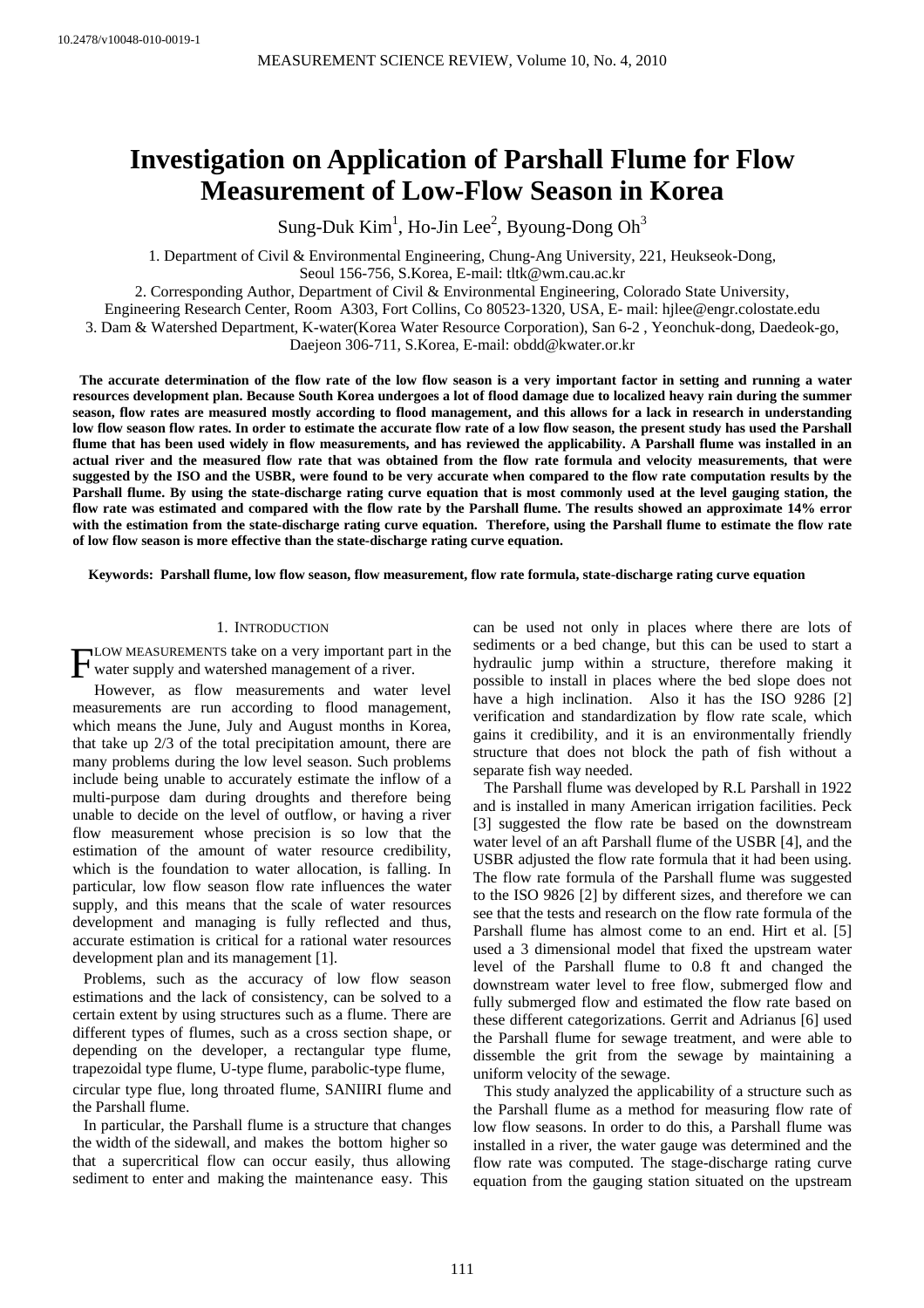10.2478/v10048-010-0019-1

# Investigation on Application of Parshall Flume for Flow Measurement of Low-Flow Season in Korea

Sung-Duk Kim[1], Ho-Jin Lee[2], Byoung-Dong Oh[3]

1. Department of Civil & Environmental Engineering, Chung-Ang University, 221, Heukseok-Dong, Seoul 156-756, S.Korea, E-mail: tltk@wm.cau.ac.kr
2. Corresponding Author, Department of Civil & Environmental Engineering, Colorado State University, Engineering Research Center, Room A303, Fort Collins, Co 80523-1320, USA, E- mail: hjlee@engr.colostate.edu
3. Dam & Watershed Department, K-water(Korea Water Resource Corporation), San 6-2 , Yeonchuk-dong, Daedeok-go, Daejeon 306-711, S.Korea, E-mail: obdd@kwater.or.kr

**The accurate determination of the flow rate of the low flow season is a very important factor in setting and running a water resources development plan. Because South Korea undergoes a lot of flood damage due to localized heavy rain during the summer season, flow rates are measured mostly according to flood management, and this allows for a lack in research in understanding low flow season flow rates. In order to estimate the accurate flow rate of a low flow season, the present study has used the Parshall flume that has been used widely in flow measurements, and has reviewed the applicability. A Parshall flume was installed in an actual river and the measured flow rate that was obtained from the flow rate formula and velocity measurements, that were suggested by the ISO and the USBR, were found to be very accurate when compared to the flow rate computation results by the Parshall flume. By using the state-discharge rating curve equation that is most commonly used at the level gauging station, the flow rate was estimated and compared with the flow rate by the Parshall flume. The results showed an approximate 14% error with the estimation from the state-discharge rating curve equation. Therefore, using the Parshall flume to estimate the flow rate of low flow season is more effective than the state-discharge rating curve equation.**

**Keywords: Parshall flume, low flow season, flow measurement, flow rate formula, state-discharge rating curve equation**

## 1. Introduction

FLOW MEASUREMENTS take on a very important part in the water supply and watershed management of a river.

However, as flow measurements and water level measurements are run according to flood management, which means the June, July and August months in Korea, that take up 2/3 of the total precipitation amount, there are many problems during the low level season. Such problems include being unable to accurately estimate the inflow of a multi-purpose dam during droughts and therefore being unable to decide on the level of outflow, or having a river flow measurement whose precision is so low that the estimation of the amount of water resource credibility, which is the foundation to water allocation, is falling. In particular, low flow season flow rate influences the water supply, and this means that the scale of water resources development and managing is fully reflected and thus, accurate estimation is critical for a rational water resources development plan and its management [1].

Problems, such as the accuracy of low flow season estimations and the lack of consistency, can be solved to a certain extent by using structures such as a flume. There are different types of flumes, such as a cross section shape, or depending on the developer, a rectangular type flume, trapezoidal type flume, U-type flume, parabolic-type flume, circular type flue, long throated flume, SANIIRI flume and the Parshall flume.

In particular, the Parshall flume is a structure that changes the width of the sidewall, and makes the bottom higher so that a supercritical flow can occur easily, thus allowing sediment to enter and making the maintenance easy. This can be used not only in places where there are lots of sediments or a bed change, but this can be used to start a hydraulic jump within a structure, therefore making it possible to install in places where the bed slope does not have a high inclination. Also it has the ISO 9286 [2] verification and standardization by flow rate scale, which gains it credibility, and it is an environmentally friendly structure that does not block the path of fish without a separate fish way needed.

The Parshall flume was developed by R.L Parshall in 1922 and is installed in many American irrigation facilities. Peck [3] suggested the flow rate be based on the downstream water level of an aft Parshall flume of the USBR [4], and the USBR adjusted the flow rate formula that it had been using. The flow rate formula of the Parshall flume was suggested to the ISO 9826 [2] by different sizes, and therefore we can see that the tests and research on the flow rate formula of the Parshall flume has almost come to an end. Hirt et al. [5] used a 3 dimensional model that fixed the upstream water level of the Parshall flume to 0.8 ft and changed the downstream water level to free flow, submerged flow and fully submerged flow and estimated the flow rate based on these different categorizations. Gerrit and Adrianus [6] used the Parshall flume for sewage treatment, and were able to dissemble the grit from the sewage by maintaining a uniform velocity of the sewage.

This study analyzed the applicability of a structure such as the Parshall flume as a method for measuring flow rate of low flow seasons. In order to do this, a Parshall flume was installed in a river, the water gauge was determined and the flow rate was computed. The stage-discharge rating curve equation from the gauging station situated on the upstream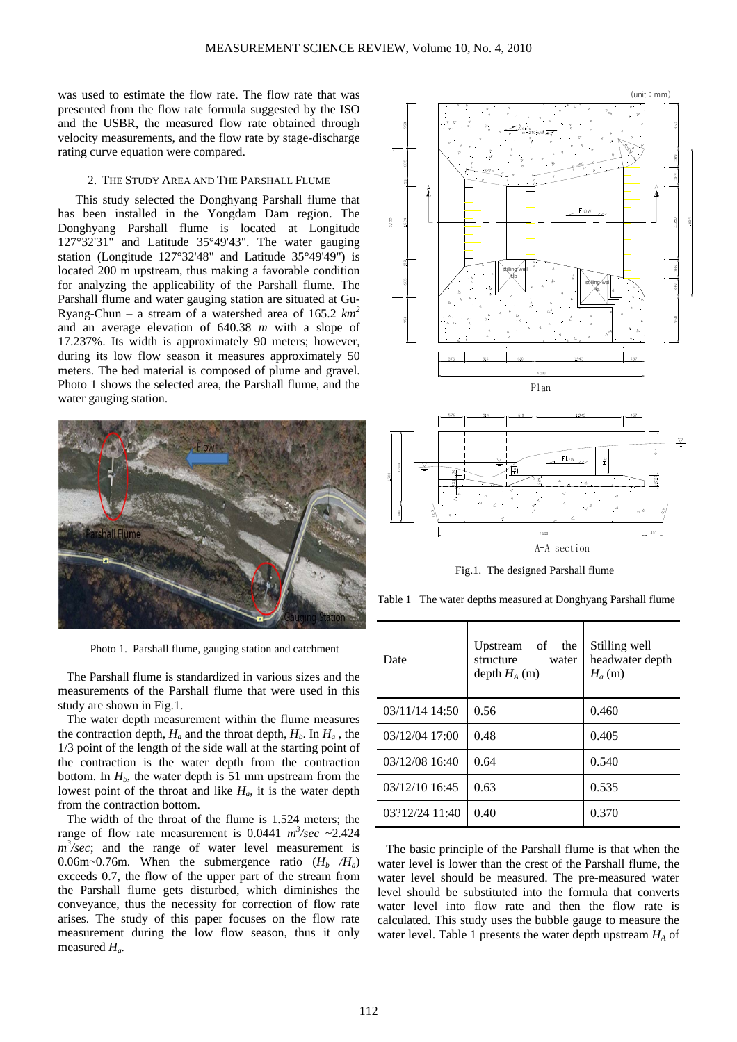was used to estimate the flow rate. The flow rate that was presented from the flow rate formula suggested by the ISO and the USBR, the measured flow rate obtained through velocity measurements, and the flow rate by stage-discharge rating curve equation were compared.

## 2. The Study Area and The Parshall Flume

This study selected the Donghyang Parshall flume that has been installed in the Yongdam Dam region. The Donghyang Parshall flume is located at Longitude 127°32'31" and Latitude 35°49'43". The water gauging station (Longitude 127°32'48" and Latitude 35°49'49") is located 200 m upstream, thus making a favorable condition for analyzing the applicability of the Parshall flume. The Parshall flume and water gauging station are situated at Gu-Ryang-Chun – a stream of a watershed area of 165.2 $km^2$ and an average elevation of 640.38 *m* with a slope of 17.237%. Its width is approximately 90 meters; however, during its low flow season it measures approximately 50 meters. The bed material is composed of plume and gravel. Photo 1 shows the selected area, the Parshall flume, and the water gauging station.

Photo 1. Parshall flume, gauging station and catchment

The Parshall flume is standardized in various sizes and the measurements of the Parshall flume that were used in this study are shown in Fig.1.

The water depth measurement within the flume measures the contraction depth, $H_a$ and the throat depth, $H_b$. In $H_a$, the 1/3 point of the length of the side wall at the starting point of the contraction is the water depth from the contraction bottom. In $H_b$, the water depth is 51 mm upstream from the lowest point of the throat and like $H_a$, it is the water depth from the contraction bottom.

The width of the throat of the flume is 1.524 meters; the range of flow rate measurement is 0.0441 $m^3/sec$ ~2.424 $m^3/sec$; and the range of water level measurement is 0.06m~0.76m. When the submergence ratio ($H_b$ /$H_a$) exceeds 0.7, the flow of the upper part of the stream from the Parshall flume gets disturbed, which diminishes the conveyance, thus the necessity for correction of flow rate arises. The study of this paper focuses on the flow rate measurement during the low flow season, thus it only measured $H_a$.

Fig.1. The designed Parshall flume

Table 1 The water depths measured at Donghyang Parshall flume

| Date | Upstream of the structure water depth $H_A$ (m) | Stilling well headwater depth $H_a$ (m) |
|---|---|---|
| 03/11/14 14:50 | 0.56 | 0.460 |
| 03/12/04 17:00 | 0.48 | 0.405 |
| 03/12/08 16:40 | 0.64 | 0.540 |
| 03/12/10 16:45 | 0.63 | 0.535 |
| 03?12/24 11:40 | 0.40 | 0.370 |

The basic principle of the Parshall flume is that when the water level is lower than the crest of the Parshall flume, the water level should be measured. The pre-measured water level should be substituted into the formula that converts water level into flow rate and then the flow rate is calculated. This study uses the bubble gauge to measure the water level. Table 1 presents the water depth upstream $H_A$ of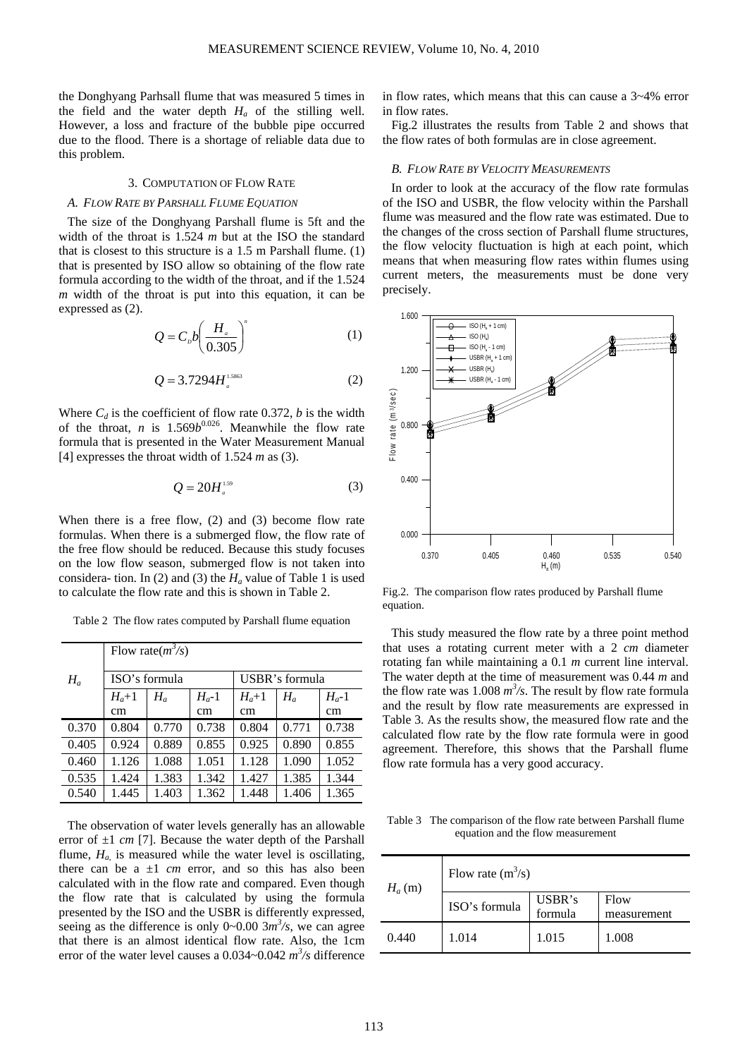the Donghyang Parhsall flume that was measured 5 times in the field and the water depth $H_a$ of the stilling well. However, a loss and fracture of the bubble pipe occurred due to the flood. There is a shortage of reliable data due to this problem.

## 3. Computation of Flow Rate

### A. Flow Rate by Parshall Flume Equation

The size of the Donghyang Parshall flume is 5ft and the width of the throat is 1.524 *m* but at the ISO the standard that is closest to this structure is a 1.5 m Parshall flume. (1) that is presented by ISO allow so obtaining of the flow rate formula according to the width of the throat, and if the 1.524 *m* width of the throat is put into this equation, it can be expressed as (2).

$$Q = C_D b \left( \frac{H_a}{0.305} \right)^n \tag{1}$$

$$Q = 3.7294 H_a^{1.5863} \tag{2}$$

Where $C_d$ is the coefficient of flow rate 0.372, $b$ is the width of the throat, $n$ is $1.569b^{0.026}$. Meanwhile the flow rate formula that is presented in the Water Measurement Manual [4] expresses the throat width of 1.524 *m* as (3).

$$Q = 20 H_a^{1.59} \tag{3}$$

When there is a free flow, (2) and (3) become flow rate formulas. When there is a submerged flow, the flow rate of the free flow should be reduced. Because this study focuses on the low flow season, submerged flow is not taken into considera- tion. In (2) and (3) the $H_a$ value of Table 1 is used to calculate the flow rate and this is shown in Table 2.

Table 2 The flow rates computed by Parshall flume equation

| $H_a$ | Flow rate($m^3/s$) | | | | | |
|---|---|---|---|---|---|---|
| | ISO's formula | | | USBR's formula | | |
| | $H_a$+1 cm | $H_a$ | $H_a$-1 cm | $H_a$+1 cm | $H_a$ | $H_a$-1 cm |
| 0.370 | 0.804 | 0.770 | 0.738 | 0.804 | 0.771 | 0.738 |
| 0.405 | 0.924 | 0.889 | 0.855 | 0.925 | 0.890 | 0.855 |
| 0.460 | 1.126 | 1.088 | 1.051 | 1.128 | 1.090 | 1.052 |
| 0.535 | 1.424 | 1.383 | 1.342 | 1.427 | 1.385 | 1.344 |
| 0.540 | 1.445 | 1.403 | 1.362 | 1.448 | 1.406 | 1.365 |

The observation of water levels generally has an allowable error of ±1 *cm* [7]. Because the water depth of the Parshall flume, $H_a$, is measured while the water level is oscillating, there can be a ±1 *cm* error, and so this has also been calculated with in the flow rate and compared. Even though the flow rate that is calculated by using the formula presented by the ISO and the USBR is differently expressed, seeing as the difference is only 0~0.00 3$m^3/s$, we can agree that there is an almost identical flow rate. Also, the 1cm error of the water level causes a 0.034~0.042 $m^3/s$ difference in flow rates, which means that this can cause a 3~4% error in flow rates.

Fig.2 illustrates the results from Table 2 and shows that the flow rates of both formulas are in close agreement.

### B. Flow Rate by Velocity Measurements

In order to look at the accuracy of the flow rate formulas of the ISO and USBR, the flow velocity within the Parshall flume was measured and the flow rate was estimated. Due to the changes of the cross section of Parshall flume structures, the flow velocity fluctuation is high at each point, which means that when measuring flow rates within flumes using current meters, the measurements must be done very precisely.

Fig.2. The comparison flow rates produced by Parshall flume equation.

This study measured the flow rate by a three point method that uses a rotating current meter with a 2 *cm* diameter rotating fan while maintaining a 0.1 *m* current line interval. The water depth at the time of measurement was 0.44 *m* and the flow rate was 1.008 $m^3/s$. The result by flow rate formula and the result by flow rate measurements are expressed in Table 3. As the results show, the measured flow rate and the calculated flow rate by the flow rate formula were in good agreement. Therefore, this shows that the Parshall flume flow rate formula has a very good accuracy.

Table 3 The comparison of the flow rate between Parshall flume equation and the flow measurement

| $H_a$ (m) | Flow rate ($m^3$/s) | | |
|---|---|---|---|
| | ISO's formula | USBR's formula | Flow measurement |
| 0.440 | 1.014 | 1.015 | 1.008 |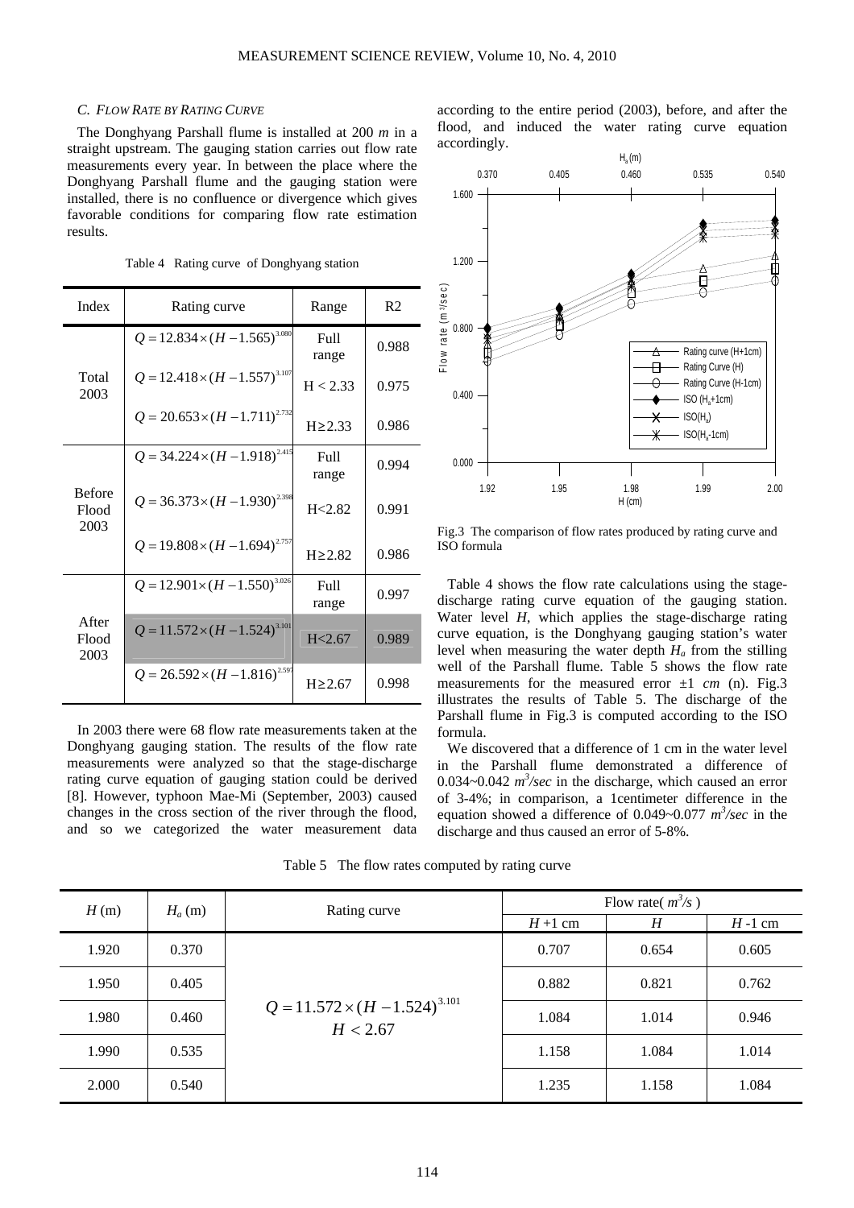### C. Flow Rate by Rating Curve

The Donghyang Parshall flume is installed at 200 *m* in a straight upstream. The gauging station carries out flow rate measurements every year. In between the place where the Donghyang Parshall flume and the gauging station were installed, there is no confluence or divergence which gives favorable conditions for comparing flow rate estimation results.

Table 4 Rating curve of Donghyang station

| Index | Rating curve | Range | R2 |
|---|---|---|---|
| Total 2003 | $Q = 12.834 \times (H - 1.565)^{3.080}$ | Full range | 0.988 |
| | $Q = 12.418 \times (H - 1.557)^{3.107}$ | H < 2.33 | 0.975 |
| | $Q = 20.653 \times (H - 1.711)^{2.732}$ | H≥2.33 | 0.986 |
| Before Flood 2003 | $Q = 34.224 \times (H - 1.918)^{2.415}$ | Full range | 0.994 |
| | $Q = 36.373 \times (H - 1.930)^{2.398}$ | H<2.82 | 0.991 |
| | $Q = 19.808 \times (H - 1.694)^{2.757}$ | H≥2.82 | 0.986 |
| After Flood 2003 | $Q = 12.901 \times (H - 1.550)^{3.026}$ | Full range | 0.997 |
| | $Q = 11.572 \times (H - 1.524)^{3.101}$ | H<2.67 | 0.989 |
| | $Q = 26.592 \times (H - 1.816)^{2.597}$ | H≥2.67 | 0.998 |

In 2003 there were 68 flow rate measurements taken at the Donghyang gauging station. The results of the flow rate measurements were analyzed so that the stage-discharge rating curve equation of gauging station could be derived [8]. However, typhoon Mae-Mi (September, 2003) caused changes in the cross section of the river through the flood, and so we categorized the water measurement data according to the entire period (2003), before, and after the flood, and induced the water rating curve equation accordingly.

Fig.3 The comparison of flow rates produced by rating curve and ISO formula

Table 4 shows the flow rate calculations using the stage-discharge rating curve equation of the gauging station. Water level *H*, which applies the stage-discharge rating curve equation, is the Donghyang gauging station's water level when measuring the water depth $H_a$ from the stilling well of the Parshall flume. Table 5 shows the flow rate measurements for the measured error ±1 *cm* (n). Fig.3 illustrates the results of Table 5. The discharge of the Parshall flume in Fig.3 is computed according to the ISO formula.

We discovered that a difference of 1 cm in the water level in the Parshall flume demonstrated a difference of 0.034~0.042 $m^3/sec$ in the discharge, which caused an error of 3-4%; in comparison, a 1centimeter difference in the equation showed a difference of 0.049~0.077 $m^3/sec$ in the discharge and thus caused an error of 5-8%.

Table 5 The flow rates computed by rating curve

| $H$ (m) | $H_a$ (m) | Rating curve | Flow rate( $m^3/s$ ) | | |
|---|---|---|---|---|---|
| | | | $H$ +1 cm | $H$ | $H$ -1 cm |
| 1.920 | 0.370 | $Q = 11.572 \times (H - 1.524)^{3.101}$, $H < 2.67$ | 0.707 | 0.654 | 0.605 |
| 1.950 | 0.405 | | 0.882 | 0.821 | 0.762 |
| 1.980 | 0.460 | | 1.084 | 1.014 | 0.946 |
| 1.990 | 0.535 | | 1.158 | 1.084 | 1.014 |
| 2.000 | 0.540 | | 1.235 | 1.158 | 1.084 |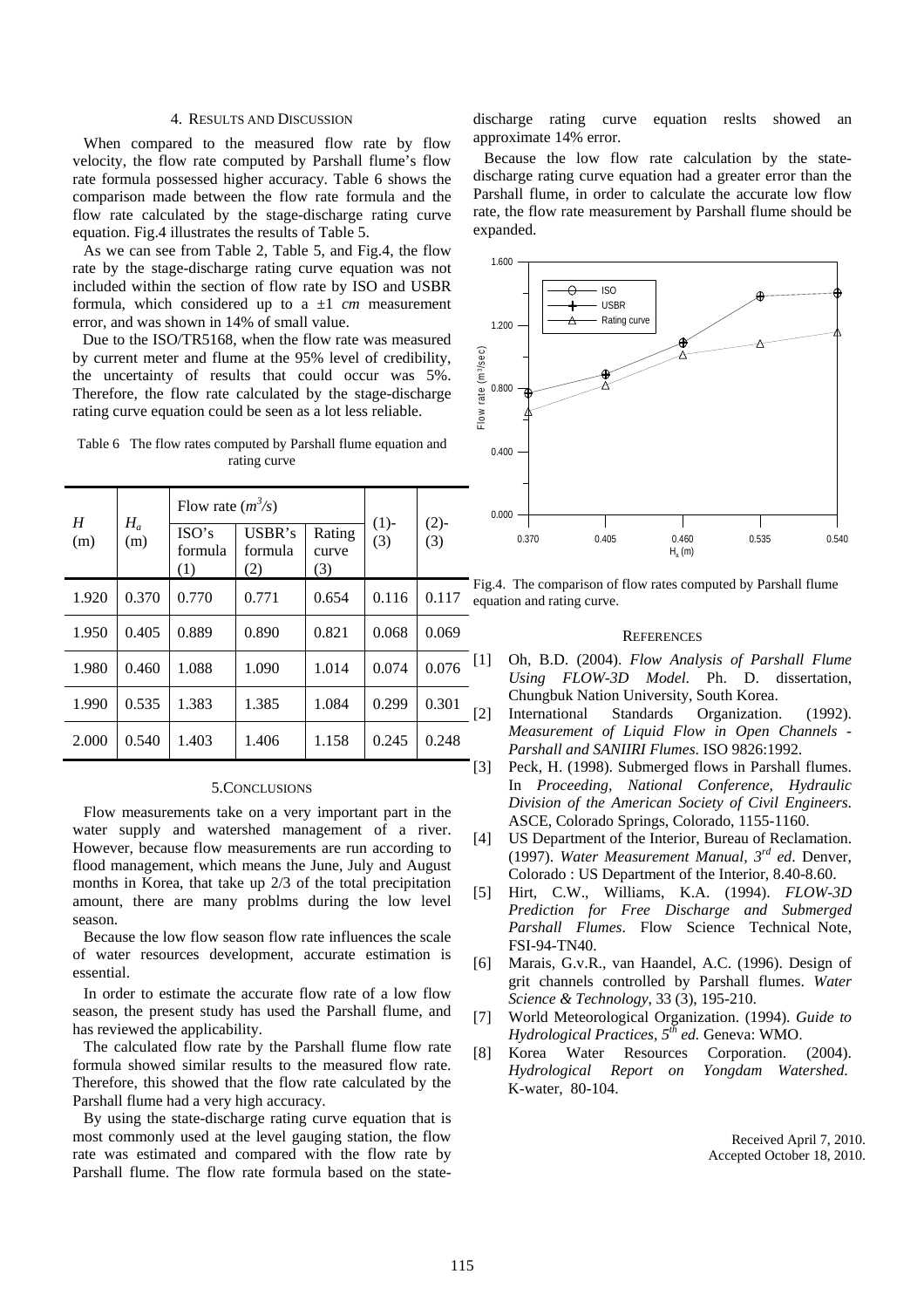## 4. Results and Discussion

When compared to the measured flow rate by flow velocity, the flow rate computed by Parshall flume's flow rate formula possessed higher accuracy. Table 6 shows the comparison made between the flow rate formula and the flow rate calculated by the stage-discharge rating curve equation. Fig.4 illustrates the results of Table 5.

As we can see from Table 2, Table 5, and Fig.4, the flow rate by the stage-discharge rating curve equation was not included within the section of flow rate by ISO and USBR formula, which considered up to a ±1 *cm* measurement error, and was shown in 14% of small value.

Due to the ISO/TR5168, when the flow rate was measured by current meter and flume at the 95% level of credibility, the uncertainty of results that could occur was 5%. Therefore, the flow rate calculated by the stage-discharge rating curve equation could be seen as a lot less reliable.

Table 6 The flow rates computed by Parshall flume equation and rating curve

| $H$ (m) | $H_a$ (m) | Flow rate ($m^3/s$) | | | (1)-(3) | (2)-(3) |
|---|---|---|---|---|---|---|
| | | ISO's formula (1) | USBR's formula (2) | Rating curve (3) | | |
| 1.920 | 0.370 | 0.770 | 0.771 | 0.654 | 0.116 | 0.117 |
| 1.950 | 0.405 | 0.889 | 0.890 | 0.821 | 0.068 | 0.069 |
| 1.980 | 0.460 | 1.088 | 1.090 | 1.014 | 0.074 | 0.076 |
| 1.990 | 0.535 | 1.383 | 1.385 | 1.084 | 0.299 | 0.301 |
| 2.000 | 0.540 | 1.403 | 1.406 | 1.158 | 0.245 | 0.248 |

## 5. Conclusions

Flow measurements take on a very important part in the water supply and watershed management of a river. However, because flow measurements are run according to flood management, which means the June, July and August months in Korea, that take up 2/3 of the total precipitation amount, there are many problms during the low level season.

Because the low flow season flow rate influences the scale of water resources development, accurate estimation is essential.

In order to estimate the accurate flow rate of a low flow season, the present study has used the Parshall flume, and has reviewed the applicability.

The calculated flow rate by the Parshall flume flow rate formula showed similar results to the measured flow rate. Therefore, this showed that the flow rate calculated by the Parshall flume had a very high accuracy.

By using the state-discharge rating curve equation that is most commonly used at the level gauging station, the flow rate was estimated and compared with the flow rate by Parshall flume. The flow rate formula based on the state-discharge rating curve equation reslts showed an approximate 14% error.

Because the low flow rate calculation by the state-discharge rating curve equation had a greater error than the Parshall flume, in order to calculate the accurate low flow rate, the flow rate measurement by Parshall flume should be expanded.

1.600
1.200
0.800
0.400
0.000
Flow rate (m³/sec)
0.370 0.405 0.460 0.535 0.540
$H_a$ (m)
ISO
USBR
Rating curve

Fig.4. The comparison of flow rates computed by Parshall flume equation and rating curve.

## References

[1] Oh, B.D. (2004). *Flow Analysis of Parshall Flume Using FLOW-3D Model.* Ph. D. dissertation, Chungbuk Nation University, South Korea.

[2] International Standards Organization. (1992). *Measurement of Liquid Flow in Open Channels - Parshall and SANIIRI Flumes*. ISO 9826:1992.

[3] Peck, H. (1998). Submerged flows in Parshall flumes. In *Proceeding, National Conference, Hydraulic Division of the American Society of Civil Engineers*. ASCE, Colorado Springs, Colorado, 1155-1160.

[4] US Department of the Interior, Bureau of Reclamation. (1997). *Water Measurement Manual, 3rd ed*. Denver, Colorado : US Department of the Interior, 8.40-8.60.

[5] Hirt, C.W., Williams, K.A. (1994). *FLOW-3D Prediction for Free Discharge and Submerged Parshall Flumes*. Flow Science Technical Note, FSI-94-TN40.

[6] Marais, G.v.R., van Haandel, A.C. (1996). Design of grit channels controlled by Parshall flumes. *Water Science & Technology*, 33 (3), 195-210.

[7] World Meteorological Organization. (1994). *Guide to Hydrological Practices, 5th ed.* Geneva: WMO.

[8] Korea Water Resources Corporation. (2004). *Hydrological Report on Yongdam Watershed.* K-water, 80-104.

Received April 7, 2010.
Accepted October 18, 2010.